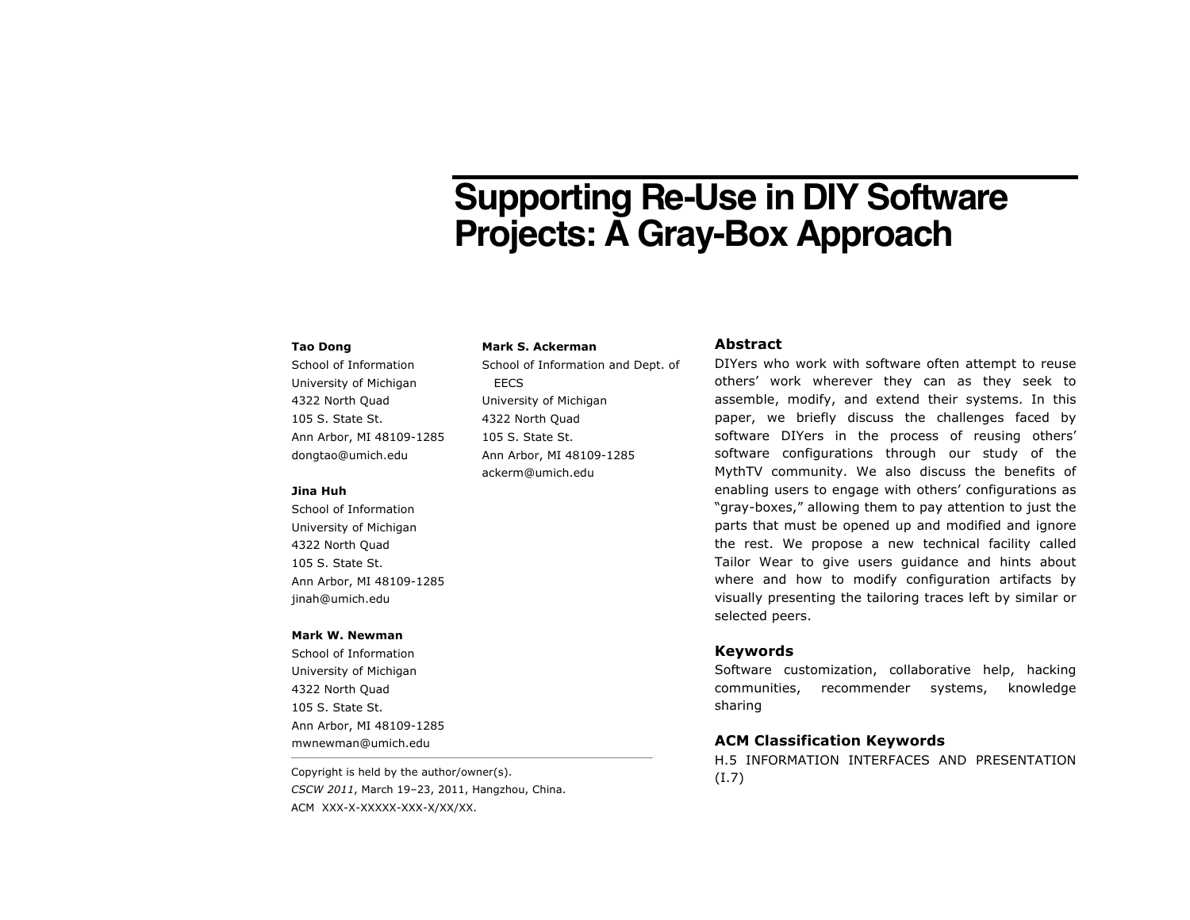# Supporting Re-Use in DIY Software Projects: A Gray-Box Approach

**Tao Dong**
School of Information
University of Michigan
4322 North Quad
105 S. State St.
Ann Arbor, MI 48109-1285
dongtao@umich.edu

**Jina Huh**
School of Information
University of Michigan
4322 North Quad
105 S. State St.
Ann Arbor, MI 48109-1285
jinah@umich.edu

**Mark W. Newman**
School of Information
University of Michigan
4322 North Quad
105 S. State St.
Ann Arbor, MI 48109-1285
mwnewman@umich.edu

**Mark S. Ackerman**
School of Information and Dept. of EECS
University of Michigan
4322 North Quad
105 S. State St.
Ann Arbor, MI 48109-1285
ackerm@umich.edu

Copyright is held by the author/owner(s).
*CSCW 2011*, March 19–23, 2011, Hangzhou, China.
ACM XXX-X-XXXXX-XXX-X/XX/XX.

## Abstract

DIYers who work with software often attempt to reuse others' work wherever they can as they seek to assemble, modify, and extend their systems. In this paper, we briefly discuss the challenges faced by software DIYers in the process of reusing others' software configurations through our study of the MythTV community. We also discuss the benefits of enabling users to engage with others' configurations as "gray-boxes," allowing them to pay attention to just the parts that must be opened up and modified and ignore the rest. We propose a new technical facility called Tailor Wear to give users guidance and hints about where and how to modify configuration artifacts by visually presenting the tailoring traces left by similar or selected peers.

## Keywords

Software customization, collaborative help, hacking communities, recommender systems, knowledge sharing

## ACM Classification Keywords

H.5 INFORMATION INTERFACES AND PRESENTATION (I.7)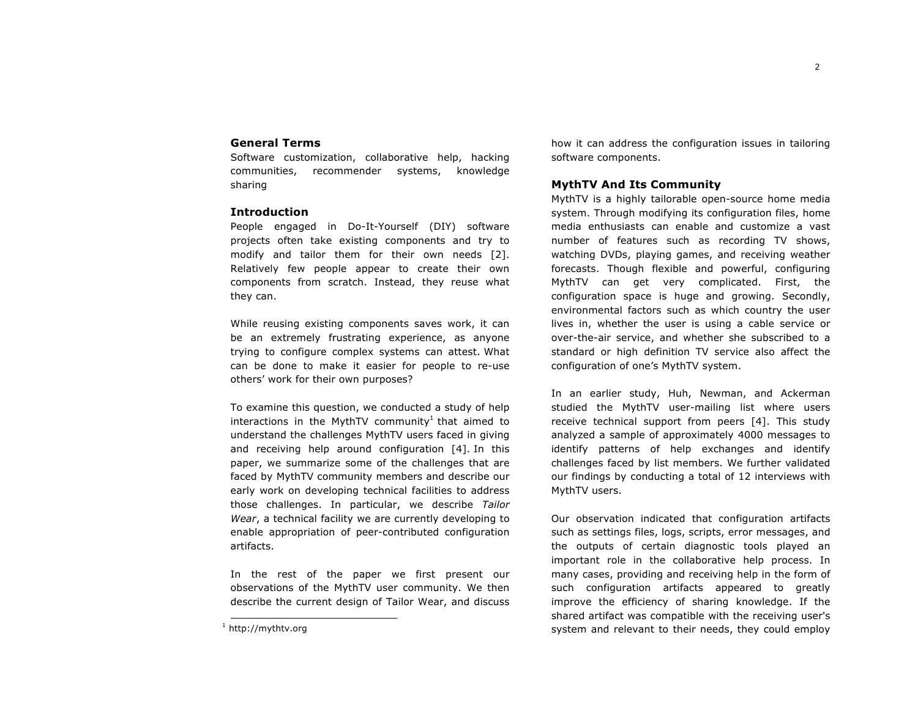## General Terms

Software customization, collaborative help, hacking communities, recommender systems, knowledge sharing

## Introduction

People engaged in Do-It-Yourself (DIY) software projects often take existing components and try to modify and tailor them for their own needs [2]. Relatively few people appear to create their own components from scratch. Instead, they reuse what they can.

While reusing existing components saves work, it can be an extremely frustrating experience, as anyone trying to configure complex systems can attest. What can be done to make it easier for people to re-use others' work for their own purposes?

To examine this question, we conducted a study of help interactions in the MythTV community[1] that aimed to understand the challenges MythTV users faced in giving and receiving help around configuration [4]. In this paper, we summarize some of the challenges that are faced by MythTV community members and describe our early work on developing technical facilities to address those challenges. In particular, we describe *Tailor Wear*, a technical facility we are currently developing to enable appropriation of peer-contributed configuration artifacts.

In the rest of the paper we first present our observations of the MythTV user community. We then describe the current design of Tailor Wear, and discuss how it can address the configuration issues in tailoring software components.

[1] http://mythtv.org

## MythTV And Its Community

MythTV is a highly tailorable open-source home media system. Through modifying its configuration files, home media enthusiasts can enable and customize a vast number of features such as recording TV shows, watching DVDs, playing games, and receiving weather forecasts. Though flexible and powerful, configuring MythTV can get very complicated. First, the configuration space is huge and growing. Secondly, environmental factors such as which country the user lives in, whether the user is using a cable service or over-the-air service, and whether she subscribed to a standard or high definition TV service also affect the configuration of one's MythTV system.

In an earlier study, Huh, Newman, and Ackerman studied the MythTV user-mailing list where users receive technical support from peers [4]. This study analyzed a sample of approximately 4000 messages to identify patterns of help exchanges and identify challenges faced by list members. We further validated our findings by conducting a total of 12 interviews with MythTV users.

Our observation indicated that configuration artifacts such as settings files, logs, scripts, error messages, and the outputs of certain diagnostic tools played an important role in the collaborative help process. In many cases, providing and receiving help in the form of such configuration artifacts appeared to greatly improve the efficiency of sharing knowledge. If the shared artifact was compatible with the receiving user's system and relevant to their needs, they could employ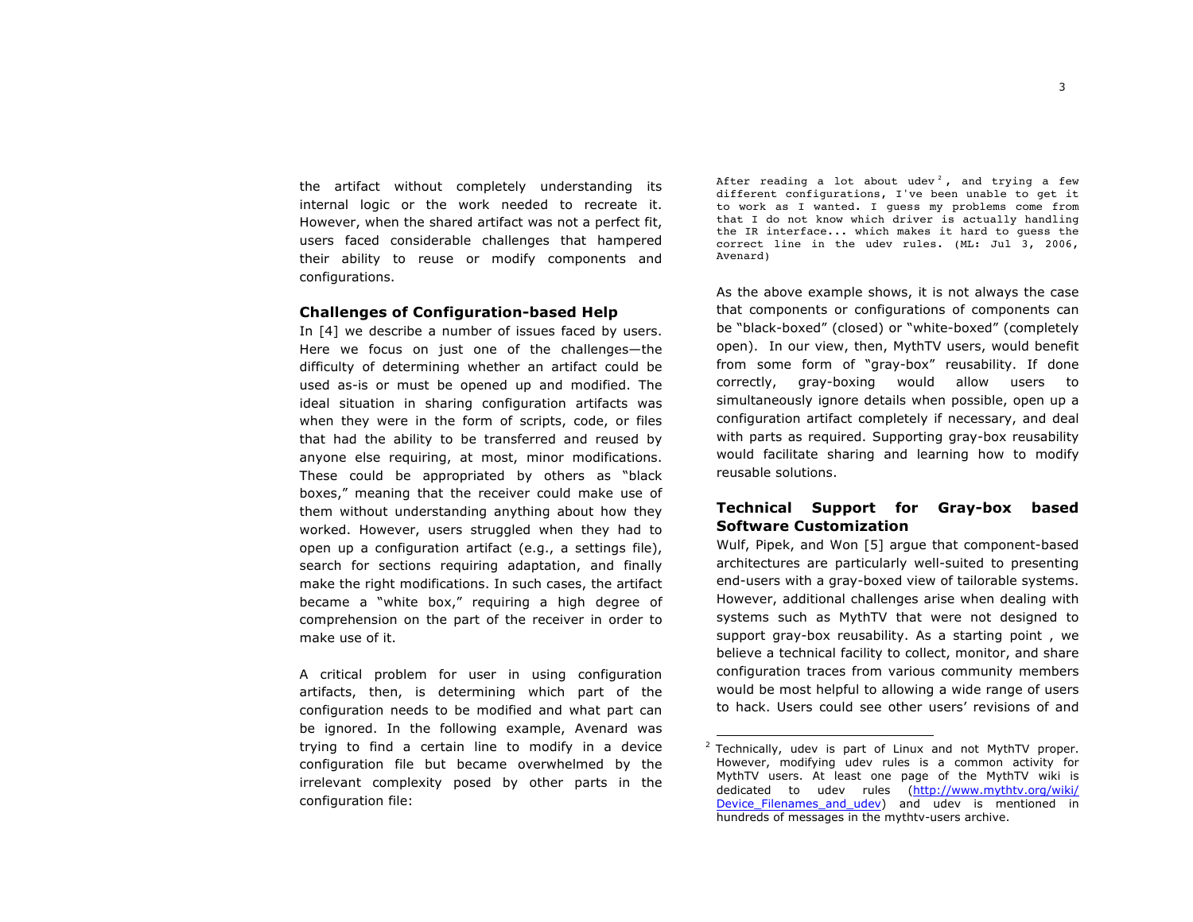the artifact without completely understanding its internal logic or the work needed to recreate it. However, when the shared artifact was not a perfect fit, users faced considerable challenges that hampered their ability to reuse or modify components and configurations.

### Challenges of Configuration-based Help

In [4] we describe a number of issues faced by users. Here we focus on just one of the challenges—the difficulty of determining whether an artifact could be used as-is or must be opened up and modified. The ideal situation in sharing configuration artifacts was when they were in the form of scripts, code, or files that had the ability to be transferred and reused by anyone else requiring, at most, minor modifications. These could be appropriated by others as "black boxes," meaning that the receiver could make use of them without understanding anything about how they worked. However, users struggled when they had to open up a configuration artifact (e.g., a settings file), search for sections requiring adaptation, and finally make the right modifications. In such cases, the artifact became a "white box," requiring a high degree of comprehension on the part of the receiver in order to make use of it.

A critical problem for user in using configuration artifacts, then, is determining which part of the configuration needs to be modified and what part can be ignored. In the following example, Avenard was trying to find a certain line to modify in a device configuration file but became overwhelmed by the irrelevant complexity posed by other parts in the configuration file:

```
After reading a lot about udev[2], and trying a few
different configurations, I've been unable to get it
to work as I wanted. I guess my problems come from
that I do not know which driver is actually handling
the IR interface... which makes it hard to guess the
correct line in the udev rules. (ML: Jul 3, 2006,
Avenard)
```

As the above example shows, it is not always the case that components or configurations of components can be "black-boxed" (closed) or "white-boxed" (completely open). In our view, then, MythTV users, would benefit from some form of "gray-box" reusability. If done correctly, gray-boxing would allow users to simultaneously ignore details when possible, open up a configuration artifact completely if necessary, and deal with parts as required. Supporting gray-box reusability would facilitate sharing and learning how to modify reusable solutions.

### Technical Support for Gray-box based Software Customization

Wulf, Pipek, and Won [5] argue that component-based architectures are particularly well-suited to presenting end-users with a gray-boxed view of tailorable systems. However, additional challenges arise when dealing with systems such as MythTV that were not designed to support gray-box reusability. As a starting point , we believe a technical facility to collect, monitor, and share configuration traces from various community members would be most helpful to allowing a wide range of users to hack. Users could see other users' revisions of and

[2] Technically, udev is part of Linux and not MythTV proper. However, modifying udev rules is a common activity for MythTV users. At least one page of the MythTV wiki is dedicated to udev rules (http://www.mythtv.org/wiki/Device_Filenames_and_udev) and udev is mentioned in hundreds of messages in the mythtv-users archive.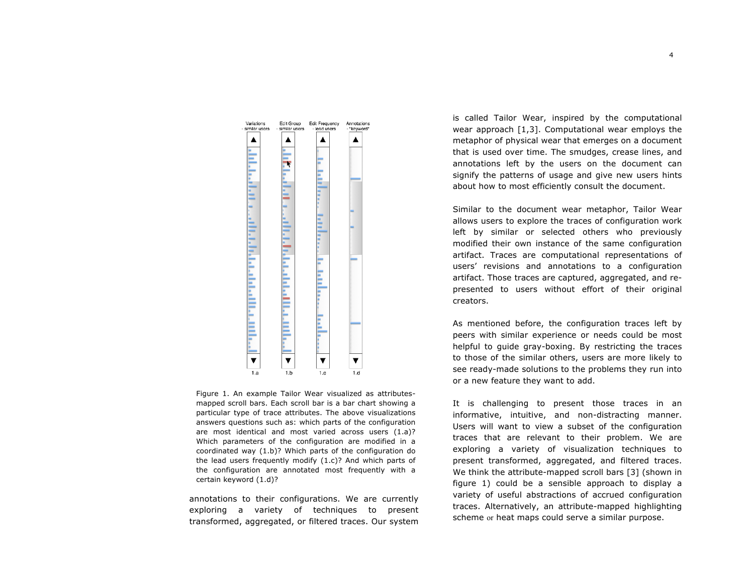Variations - similar users

Edit Group - similar users

Edit Frequency - lead users

Annotations - "keyword"

1.a

1.b

1.c

1.d

Figure 1. An example Tailor Wear visualized as attributes-mapped scroll bars. Each scroll bar is a bar chart showing a particular type of trace attributes. The above visualizations answers questions such as: which parts of the configuration are most identical and most varied across users (1.a)? Which parameters of the configuration are modified in a coordinated way (1.b)? Which parts of the configuration do the lead users frequently modify (1.c)? And which parts of the configuration are annotated most frequently with a certain keyword (1.d)?

annotations to their configurations. We are currently exploring a variety of techniques to present transformed, aggregated, or filtered traces. Our system is called Tailor Wear, inspired by the computational wear approach [1,3]. Computational wear employs the metaphor of physical wear that emerges on a document that is used over time. The smudges, crease lines, and annotations left by the users on the document can signify the patterns of usage and give new users hints about how to most efficiently consult the document.

Similar to the document wear metaphor, Tailor Wear allows users to explore the traces of configuration work left by similar or selected others who previously modified their own instance of the same configuration artifact. Traces are computational representations of users' revisions and annotations to a configuration artifact. Those traces are captured, aggregated, and re-presented to users without effort of their original creators.

As mentioned before, the configuration traces left by peers with similar experience or needs could be most helpful to guide gray-boxing. By restricting the traces to those of the similar others, users are more likely to see ready-made solutions to the problems they run into or a new feature they want to add.

It is challenging to present those traces in an informative, intuitive, and non-distracting manner. Users will want to view a subset of the configuration traces that are relevant to their problem. We are exploring a variety of visualization techniques to present transformed, aggregated, and filtered traces. We think the attribute-mapped scroll bars [3] (shown in figure 1) could be a sensible approach to display a variety of useful abstractions of accrued configuration traces. Alternatively, an attribute-mapped highlighting scheme or heat maps could serve a similar purpose.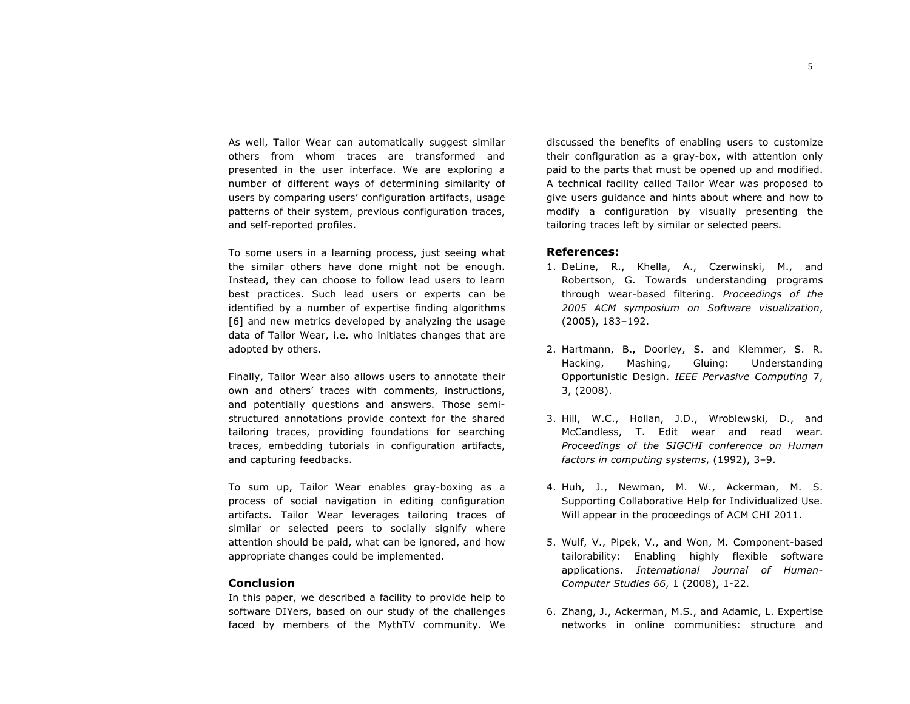As well, Tailor Wear can automatically suggest similar others from whom traces are transformed and presented in the user interface. We are exploring a number of different ways of determining similarity of users by comparing users' configuration artifacts, usage patterns of their system, previous configuration traces, and self-reported profiles.

To some users in a learning process, just seeing what the similar others have done might not be enough. Instead, they can choose to follow lead users to learn best practices. Such lead users or experts can be identified by a number of expertise finding algorithms [6] and new metrics developed by analyzing the usage data of Tailor Wear, i.e. who initiates changes that are adopted by others.

Finally, Tailor Wear also allows users to annotate their own and others' traces with comments, instructions, and potentially questions and answers. Those semi-structured annotations provide context for the shared tailoring traces, providing foundations for searching traces, embedding tutorials in configuration artifacts, and capturing feedbacks.

To sum up, Tailor Wear enables gray-boxing as a process of social navigation in editing configuration artifacts. Tailor Wear leverages tailoring traces of similar or selected peers to socially signify where attention should be paid, what can be ignored, and how appropriate changes could be implemented.

## Conclusion

In this paper, we described a facility to provide help to software DIYers, based on our study of the challenges faced by members of the MythTV community. We discussed the benefits of enabling users to customize their configuration as a gray-box, with attention only paid to the parts that must be opened up and modified. A technical facility called Tailor Wear was proposed to give users guidance and hints about where and how to modify a configuration by visually presenting the tailoring traces left by similar or selected peers.

## References:

1. DeLine, R., Khella, A., Czerwinski, M., and Robertson, G. Towards understanding programs through wear-based filtering. *Proceedings of the 2005 ACM symposium on Software visualization*, (2005), 183–192.

2. Hartmann, B.**,** Doorley, S. and Klemmer, S. R. Hacking, Mashing, Gluing: Understanding Opportunistic Design. *IEEE Pervasive Computing* 7, 3, (2008).

3. Hill, W.C., Hollan, J.D., Wroblewski, D., and McCandless, T. Edit wear and read wear. *Proceedings of the SIGCHI conference on Human factors in computing systems*, (1992), 3–9.

4. Huh, J., Newman, M. W., Ackerman, M. S. Supporting Collaborative Help for Individualized Use. Will appear in the proceedings of ACM CHI 2011.

5. Wulf, V., Pipek, V., and Won, M. Component-based tailorability: Enabling highly flexible software applications. *International Journal of Human-Computer Studies 66*, 1 (2008), 1-22.

6. Zhang, J., Ackerman, M.S., and Adamic, L. Expertise networks in online communities: structure and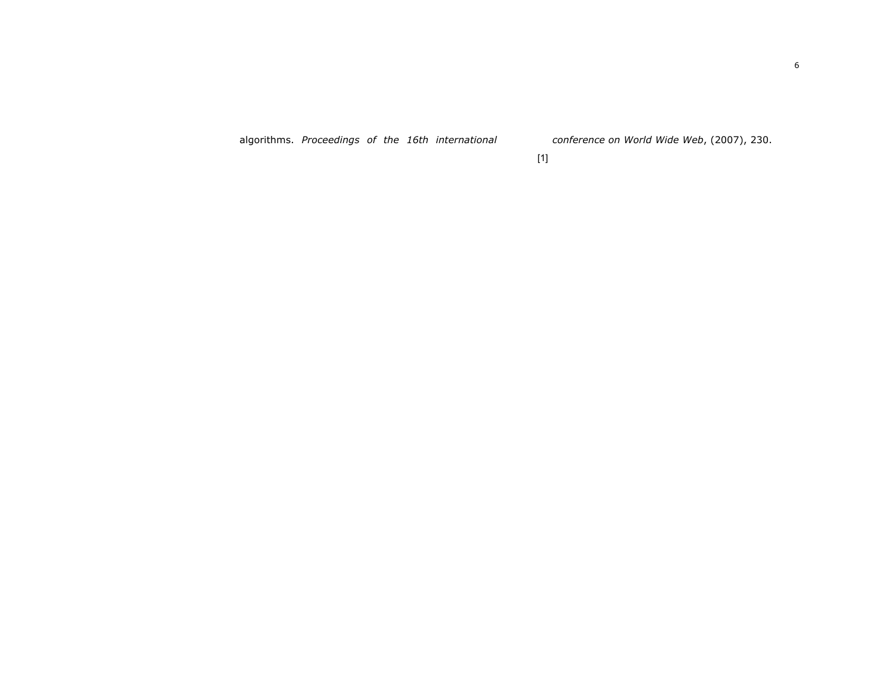algorithms. *Proceedings of the 16th international conference on World Wide Web*, (2007), 230. [1]